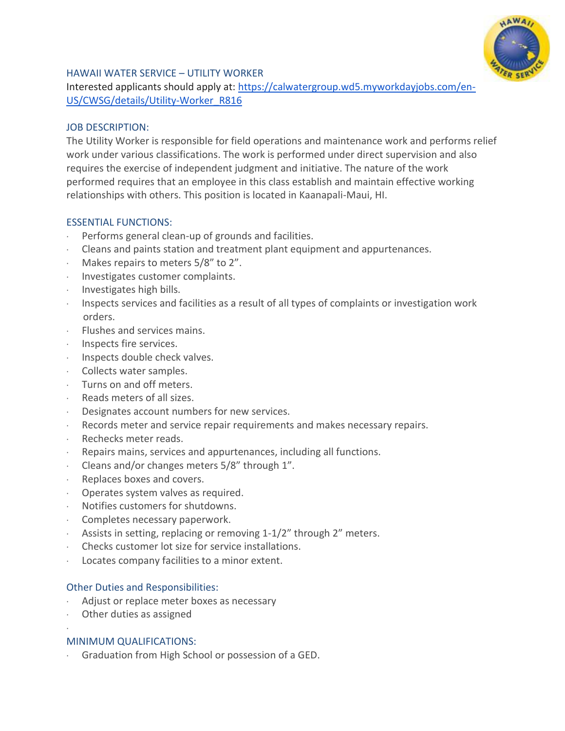## HAWAII WATER SERVICE – UTILITY WORKER

Interested applicants should apply at: [https://calwatergroup.wd5.myworkdayjobs.com/en-US/CWSG/details/Utility-Worker_R816](https://calwatergroup.wd5.myworkdayjobs.com/en-US/CWSG/details/Utility-Worker_R816)

### JOB DESCRIPTION:

The Utility Worker is responsible for field operations and maintenance work and performs relief work under various classifications. The work is performed under direct supervision and also requires the exercise of independent judgment and initiative. The nature of the work performed requires that an employee in this class establish and maintain effective working relationships with others. This position is located in Kaanapali-Maui, HI.

### ESSENTIAL FUNCTIONS:

- Performs general clean-up of grounds and facilities.
- Cleans and paints station and treatment plant equipment and appurtenances.
- Makes repairs to meters 5/8" to 2".
- Investigates customer complaints.
- Investigates high bills.
- Inspects services and facilities as a result of all types of complaints or investigation work orders.
- Flushes and services mains.
- Inspects fire services.
- Inspects double check valves.
- Collects water samples.
- Turns on and off meters.
- Reads meters of all sizes.
- Designates account numbers for new services.
- Records meter and service repair requirements and makes necessary repairs.
- Rechecks meter reads.
- Repairs mains, services and appurtenances, including all functions.
- Cleans and/or changes meters 5/8" through 1".
- Replaces boxes and covers.
- Operates system valves as required.
- Notifies customers for shutdowns.
- Completes necessary paperwork.
- Assists in setting, replacing or removing 1-1/2" through 2" meters.
- Checks customer lot size for service installations.
- Locates company facilities to a minor extent.

### Other Duties and Responsibilities:

- Adjust or replace meter boxes as necessary
- Other duties as assigned

### MINIMUM QUALIFICATIONS:

- Graduation from High School or possession of a GED.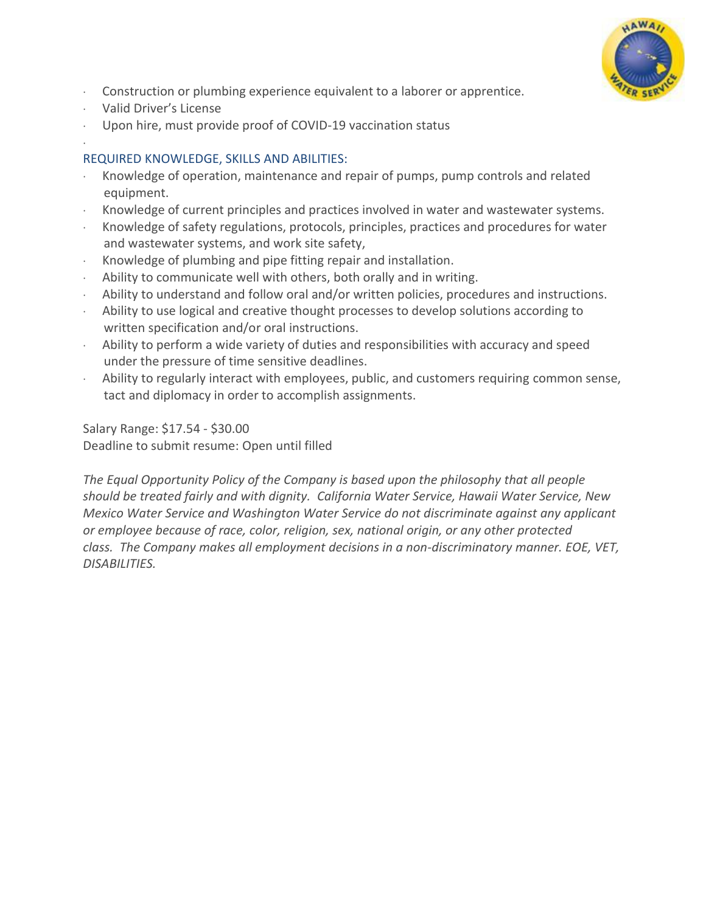- Construction or plumbing experience equivalent to a laborer or apprentice.
- Valid Driver's License
- Upon hire, must provide proof of COVID-19 vaccination status

## REQUIRED KNOWLEDGE, SKILLS AND ABILITIES:

- Knowledge of operation, maintenance and repair of pumps, pump controls and related equipment.
- Knowledge of current principles and practices involved in water and wastewater systems.
- Knowledge of safety regulations, protocols, principles, practices and procedures for water and wastewater systems, and work site safety,
- Knowledge of plumbing and pipe fitting repair and installation.
- Ability to communicate well with others, both orally and in writing.
- Ability to understand and follow oral and/or written policies, procedures and instructions.
- Ability to use logical and creative thought processes to develop solutions according to written specification and/or oral instructions.
- Ability to perform a wide variety of duties and responsibilities with accuracy and speed under the pressure of time sensitive deadlines.
- Ability to regularly interact with employees, public, and customers requiring common sense, tact and diplomacy in order to accomplish assignments.

Salary Range: $17.54 - $30.00
Deadline to submit resume: Open until filled

*The Equal Opportunity Policy of the Company is based upon the philosophy that all people should be treated fairly and with dignity. California Water Service, Hawaii Water Service, New Mexico Water Service and Washington Water Service do not discriminate against any applicant or employee because of race, color, religion, sex, national origin, or any other protected class. The Company makes all employment decisions in a non-discriminatory manner. EOE, VET, DISABILITIES.*